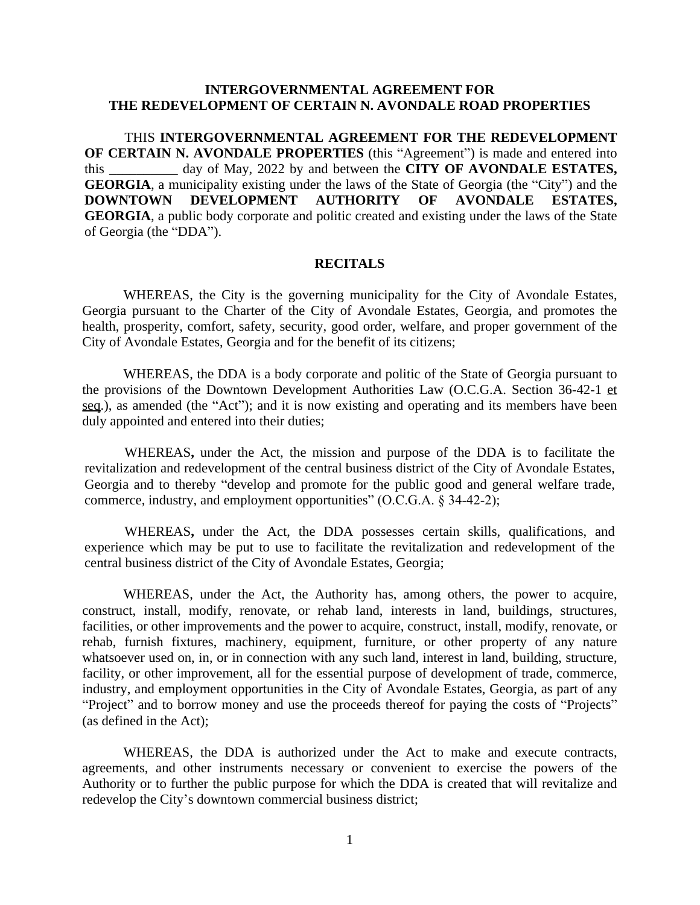**INTERGOVERNMENTAL AGREEMENT FOR THE REDEVELOPMENT OF CERTAIN N. AVONDALE ROAD PROPERTIES**

THIS **INTERGOVERNMENTAL AGREEMENT FOR THE REDEVELOPMENT OF CERTAIN N. AVONDALE PROPERTIES** (this "Agreement") is made and entered into this __________ day of May, 2022 by and between the **CITY OF AVONDALE ESTATES, GEORGIA**, a municipality existing under the laws of the State of Georgia (the "City") and the **DOWNTOWN DEVELOPMENT AUTHORITY OF AVONDALE ESTATES, GEORGIA**, a public body corporate and politic created and existing under the laws of the State of Georgia (the "DDA").

**RECITALS**

WHEREAS, the City is the governing municipality for the City of Avondale Estates, Georgia pursuant to the Charter of the City of Avondale Estates, Georgia, and promotes the health, prosperity, comfort, safety, security, good order, welfare, and proper government of the City of Avondale Estates, Georgia and for the benefit of its citizens;

WHEREAS, the DDA is a body corporate and politic of the State of Georgia pursuant to the provisions of the Downtown Development Authorities Law (O.C.G.A. Section 36-42-1 et seq.), as amended (the "Act"); and it is now existing and operating and its members have been duly appointed and entered into their duties;

WHEREAS**,** under the Act, the mission and purpose of the DDA is to facilitate the revitalization and redevelopment of the central business district of the City of Avondale Estates, Georgia and to thereby "develop and promote for the public good and general welfare trade, commerce, industry, and employment opportunities" (O.C.G.A. § 34-42-2);

WHEREAS**,** under the Act, the DDA possesses certain skills, qualifications, and experience which may be put to use to facilitate the revitalization and redevelopment of the central business district of the City of Avondale Estates, Georgia;

WHEREAS, under the Act, the Authority has, among others, the power to acquire, construct, install, modify, renovate, or rehab land, interests in land, buildings, structures, facilities, or other improvements and the power to acquire, construct, install, modify, renovate, or rehab, furnish fixtures, machinery, equipment, furniture, or other property of any nature whatsoever used on, in, or in connection with any such land, interest in land, building, structure, facility, or other improvement, all for the essential purpose of development of trade, commerce, industry, and employment opportunities in the City of Avondale Estates, Georgia, as part of any "Project" and to borrow money and use the proceeds thereof for paying the costs of "Projects" (as defined in the Act);

WHEREAS, the DDA is authorized under the Act to make and execute contracts, agreements, and other instruments necessary or convenient to exercise the powers of the Authority or to further the public purpose for which the DDA is created that will revitalize and redevelop the City's downtown commercial business district;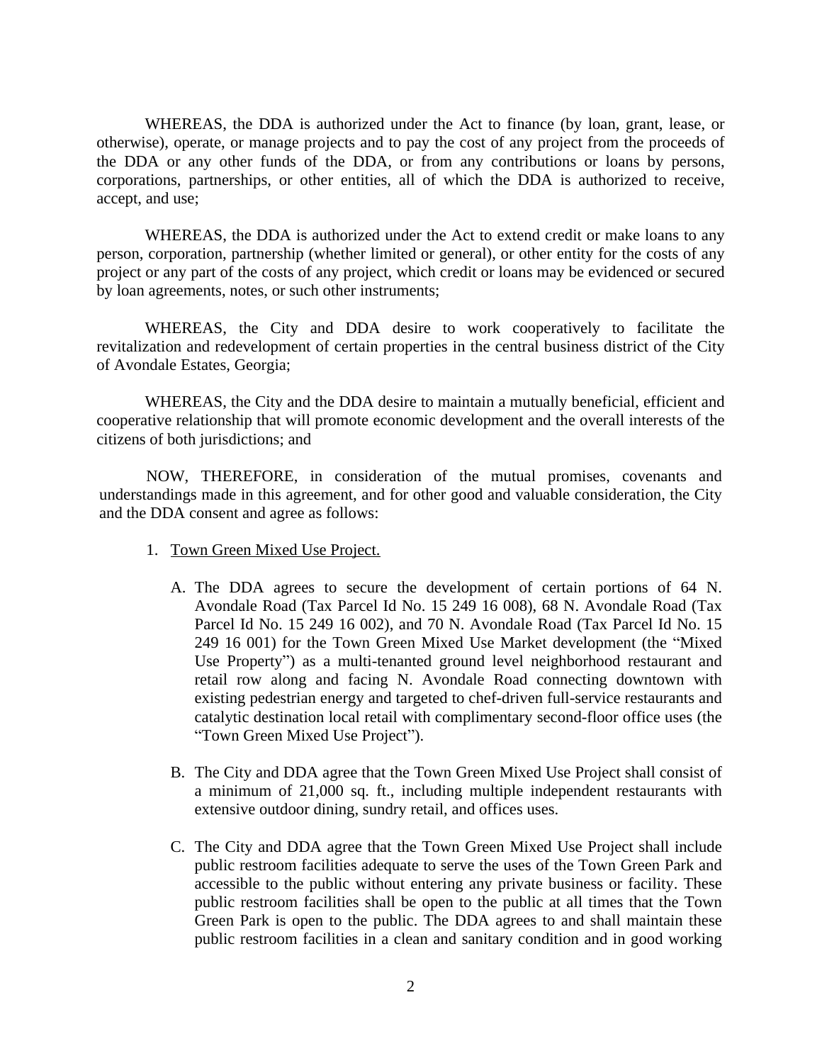WHEREAS, the DDA is authorized under the Act to finance (by loan, grant, lease, or otherwise), operate, or manage projects and to pay the cost of any project from the proceeds of the DDA or any other funds of the DDA, or from any contributions or loans by persons, corporations, partnerships, or other entities, all of which the DDA is authorized to receive, accept, and use;

WHEREAS, the DDA is authorized under the Act to extend credit or make loans to any person, corporation, partnership (whether limited or general), or other entity for the costs of any project or any part of the costs of any project, which credit or loans may be evidenced or secured by loan agreements, notes, or such other instruments;

WHEREAS, the City and DDA desire to work cooperatively to facilitate the revitalization and redevelopment of certain properties in the central business district of the City of Avondale Estates, Georgia;

WHEREAS, the City and the DDA desire to maintain a mutually beneficial, efficient and cooperative relationship that will promote economic development and the overall interests of the citizens of both jurisdictions; and

NOW, THEREFORE, in consideration of the mutual promises, covenants and understandings made in this agreement, and for other good and valuable consideration, the City and the DDA consent and agree as follows:

1. <u>Town Green Mixed Use Project.</u>

   A. The DDA agrees to secure the development of certain portions of 64 N. Avondale Road (Tax Parcel Id No. 15 249 16 008), 68 N. Avondale Road (Tax Parcel Id No. 15 249 16 002), and 70 N. Avondale Road (Tax Parcel Id No. 15 249 16 001) for the Town Green Mixed Use Market development (the "Mixed Use Property") as a multi-tenanted ground level neighborhood restaurant and retail row along and facing N. Avondale Road connecting downtown with existing pedestrian energy and targeted to chef-driven full-service restaurants and catalytic destination local retail with complimentary second-floor office uses (the "Town Green Mixed Use Project").

   B. The City and DDA agree that the Town Green Mixed Use Project shall consist of a minimum of 21,000 sq. ft., including multiple independent restaurants with extensive outdoor dining, sundry retail, and offices uses.

   C. The City and DDA agree that the Town Green Mixed Use Project shall include public restroom facilities adequate to serve the uses of the Town Green Park and accessible to the public without entering any private business or facility. These public restroom facilities shall be open to the public at all times that the Town Green Park is open to the public. The DDA agrees to and shall maintain these public restroom facilities in a clean and sanitary condition and in good working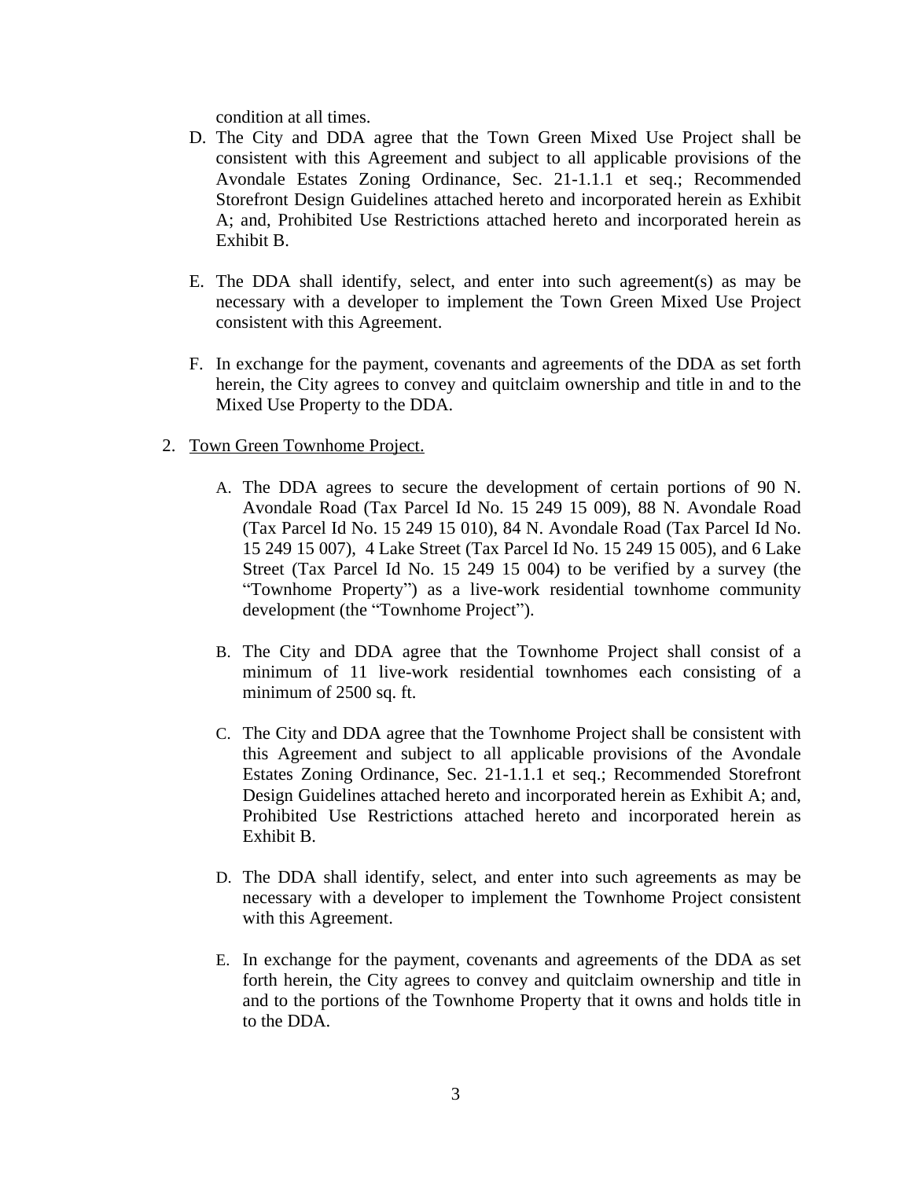condition at all times.

D. The City and DDA agree that the Town Green Mixed Use Project shall be consistent with this Agreement and subject to all applicable provisions of the Avondale Estates Zoning Ordinance, Sec. 21-1.1.1 et seq.; Recommended Storefront Design Guidelines attached hereto and incorporated herein as Exhibit A; and, Prohibited Use Restrictions attached hereto and incorporated herein as Exhibit B.

E. The DDA shall identify, select, and enter into such agreement(s) as may be necessary with a developer to implement the Town Green Mixed Use Project consistent with this Agreement.

F. In exchange for the payment, covenants and agreements of the DDA as set forth herein, the City agrees to convey and quitclaim ownership and title in and to the Mixed Use Property to the DDA.

2. <u>Town Green Townhome Project.</u>

   A. The DDA agrees to secure the development of certain portions of 90 N. Avondale Road (Tax Parcel Id No. 15 249 15 009), 88 N. Avondale Road (Tax Parcel Id No. 15 249 15 010), 84 N. Avondale Road (Tax Parcel Id No. 15 249 15 007), 4 Lake Street (Tax Parcel Id No. 15 249 15 005), and 6 Lake Street (Tax Parcel Id No. 15 249 15 004) to be verified by a survey (the "Townhome Property") as a live-work residential townhome community development (the "Townhome Project").

   B. The City and DDA agree that the Townhome Project shall consist of a minimum of 11 live-work residential townhomes each consisting of a minimum of 2500 sq. ft.

   C. The City and DDA agree that the Townhome Project shall be consistent with this Agreement and subject to all applicable provisions of the Avondale Estates Zoning Ordinance, Sec. 21-1.1.1 et seq.; Recommended Storefront Design Guidelines attached hereto and incorporated herein as Exhibit A; and, Prohibited Use Restrictions attached hereto and incorporated herein as Exhibit B.

   D. The DDA shall identify, select, and enter into such agreements as may be necessary with a developer to implement the Townhome Project consistent with this Agreement.

   E. In exchange for the payment, covenants and agreements of the DDA as set forth herein, the City agrees to convey and quitclaim ownership and title in and to the portions of the Townhome Property that it owns and holds title in to the DDA.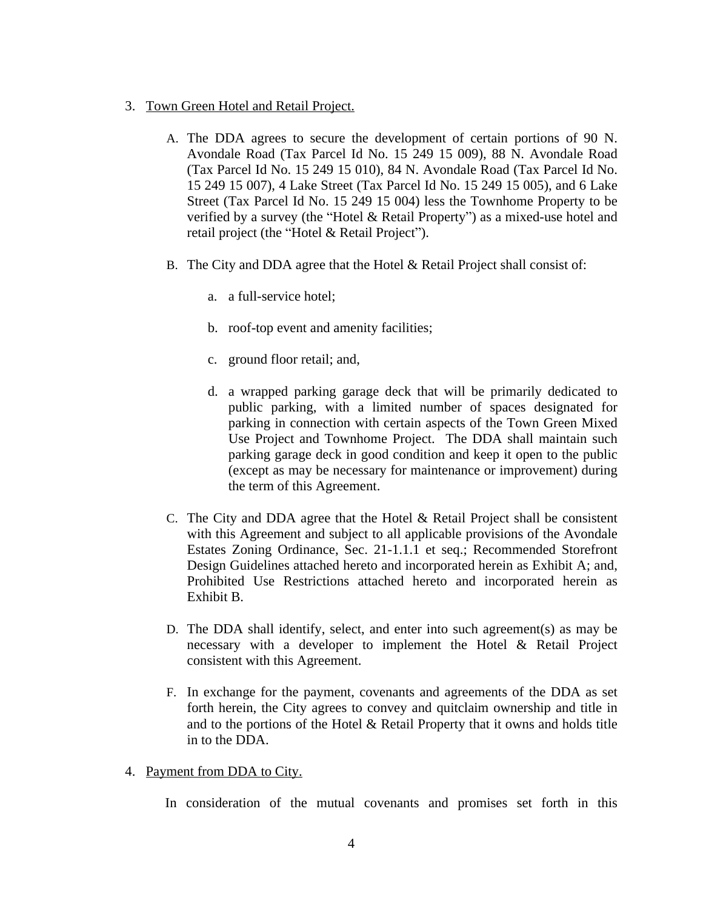3. <u>Town Green Hotel and Retail Project.</u>

   A. The DDA agrees to secure the development of certain portions of 90 N. Avondale Road (Tax Parcel Id No. 15 249 15 009), 88 N. Avondale Road (Tax Parcel Id No. 15 249 15 010), 84 N. Avondale Road (Tax Parcel Id No. 15 249 15 007), 4 Lake Street (Tax Parcel Id No. 15 249 15 005), and 6 Lake Street (Tax Parcel Id No. 15 249 15 004) less the Townhome Property to be verified by a survey (the "Hotel & Retail Property") as a mixed-use hotel and retail project (the "Hotel & Retail Project").

   B. The City and DDA agree that the Hotel & Retail Project shall consist of:

      a. a full-service hotel;

      b. roof-top event and amenity facilities;

      c. ground floor retail; and,

      d. a wrapped parking garage deck that will be primarily dedicated to public parking, with a limited number of spaces designated for parking in connection with certain aspects of the Town Green Mixed Use Project and Townhome Project. The DDA shall maintain such parking garage deck in good condition and keep it open to the public (except as may be necessary for maintenance or improvement) during the term of this Agreement.

   C. The City and DDA agree that the Hotel & Retail Project shall be consistent with this Agreement and subject to all applicable provisions of the Avondale Estates Zoning Ordinance, Sec. 21-1.1.1 et seq.; Recommended Storefront Design Guidelines attached hereto and incorporated herein as Exhibit A; and, Prohibited Use Restrictions attached hereto and incorporated herein as Exhibit B.

   D. The DDA shall identify, select, and enter into such agreement(s) as may be necessary with a developer to implement the Hotel & Retail Project consistent with this Agreement.

   F. In exchange for the payment, covenants and agreements of the DDA as set forth herein, the City agrees to convey and quitclaim ownership and title in and to the portions of the Hotel & Retail Property that it owns and holds title in to the DDA.

4. <u>Payment from DDA to City.</u>

   In consideration of the mutual covenants and promises set forth in this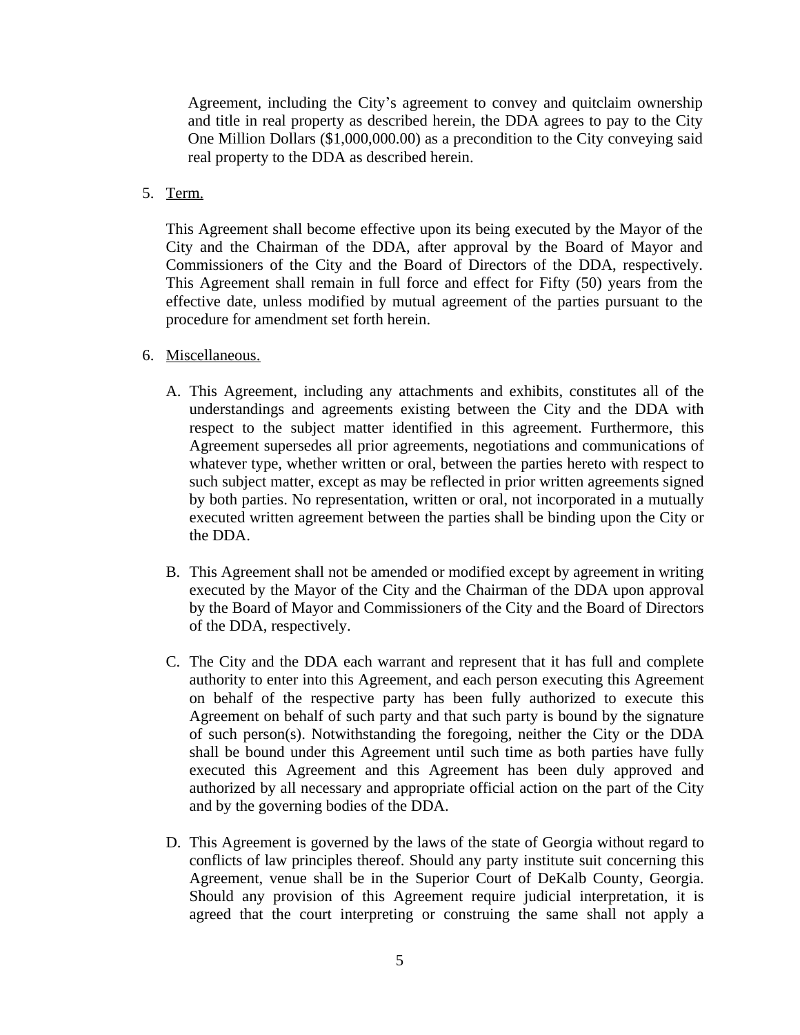Agreement, including the City's agreement to convey and quitclaim ownership and title in real property as described herein, the DDA agrees to pay to the City One Million Dollars ($1,000,000.00) as a precondition to the City conveying said real property to the DDA as described herein.

5. Term.

   This Agreement shall become effective upon its being executed by the Mayor of the City and the Chairman of the DDA, after approval by the Board of Mayor and Commissioners of the City and the Board of Directors of the DDA, respectively. This Agreement shall remain in full force and effect for Fifty (50) years from the effective date, unless modified by mutual agreement of the parties pursuant to the procedure for amendment set forth herein.

6. Miscellaneous.

   A. This Agreement, including any attachments and exhibits, constitutes all of the understandings and agreements existing between the City and the DDA with respect to the subject matter identified in this agreement. Furthermore, this Agreement supersedes all prior agreements, negotiations and communications of whatever type, whether written or oral, between the parties hereto with respect to such subject matter, except as may be reflected in prior written agreements signed by both parties. No representation, written or oral, not incorporated in a mutually executed written agreement between the parties shall be binding upon the City or the DDA.

   B. This Agreement shall not be amended or modified except by agreement in writing executed by the Mayor of the City and the Chairman of the DDA upon approval by the Board of Mayor and Commissioners of the City and the Board of Directors of the DDA, respectively.

   C. The City and the DDA each warrant and represent that it has full and complete authority to enter into this Agreement, and each person executing this Agreement on behalf of the respective party has been fully authorized to execute this Agreement on behalf of such party and that such party is bound by the signature of such person(s). Notwithstanding the foregoing, neither the City or the DDA shall be bound under this Agreement until such time as both parties have fully executed this Agreement and this Agreement has been duly approved and authorized by all necessary and appropriate official action on the part of the City and by the governing bodies of the DDA.

   D. This Agreement is governed by the laws of the state of Georgia without regard to conflicts of law principles thereof. Should any party institute suit concerning this Agreement, venue shall be in the Superior Court of DeKalb County, Georgia. Should any provision of this Agreement require judicial interpretation, it is agreed that the court interpreting or construing the same shall not apply a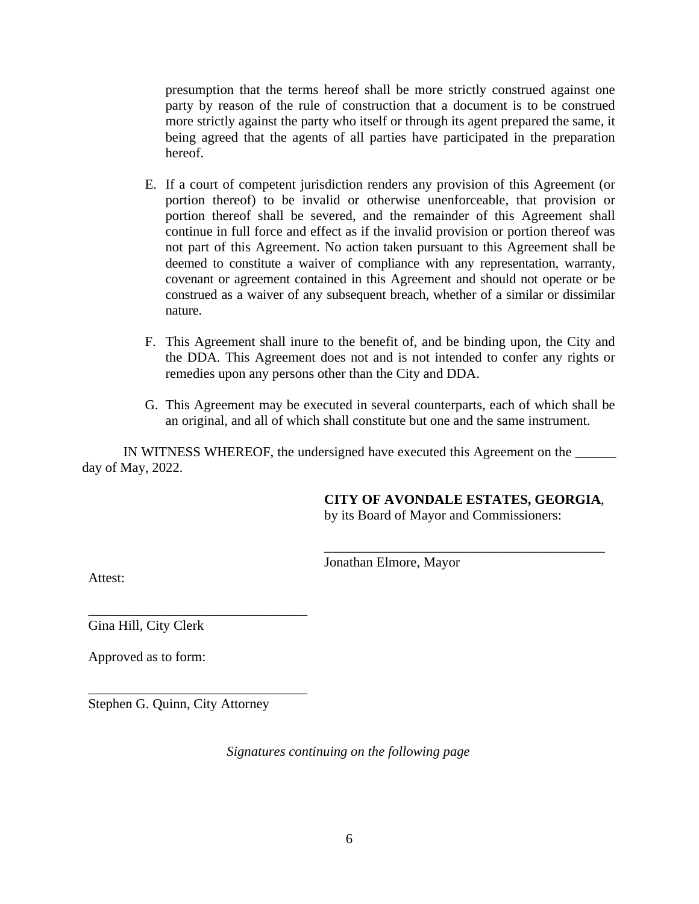presumption that the terms hereof shall be more strictly construed against one party by reason of the rule of construction that a document is to be construed more strictly against the party who itself or through its agent prepared the same, it being agreed that the agents of all parties have participated in the preparation hereof.

E. If a court of competent jurisdiction renders any provision of this Agreement (or portion thereof) to be invalid or otherwise unenforceable, that provision or portion thereof shall be severed, and the remainder of this Agreement shall continue in full force and effect as if the invalid provision or portion thereof was not part of this Agreement. No action taken pursuant to this Agreement shall be deemed to constitute a waiver of compliance with any representation, warranty, covenant or agreement contained in this Agreement and should not operate or be construed as a waiver of any subsequent breach, whether of a similar or dissimilar nature.

F. This Agreement shall inure to the benefit of, and be binding upon, the City and the DDA. This Agreement does not and is not intended to confer any rights or remedies upon any persons other than the City and DDA.

G. This Agreement may be executed in several counterparts, each of which shall be an original, and all of which shall constitute but one and the same instrument.

IN WITNESS WHEREOF, the undersigned have executed this Agreement on the ______ day of May, 2022.

**CITY OF AVONDALE ESTATES, GEORGIA**,
by its Board of Mayor and Commissioners:

___________________________________________
Jonathan Elmore, Mayor

Attest:

________________________________
Gina Hill, City Clerk

Approved as to form:

________________________________
Stephen G. Quinn, City Attorney

*Signatures continuing on the following page*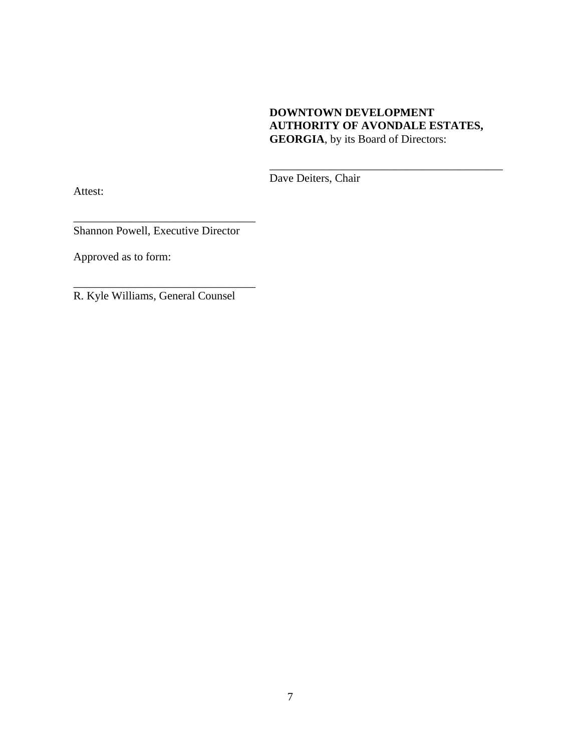**DOWNTOWN DEVELOPMENT AUTHORITY OF AVONDALE ESTATES, GEORGIA**, by its Board of Directors:

\_\_\_\_\_\_\_\_\_\_\_\_\_\_\_\_\_\_\_\_\_\_\_\_\_\_\_\_\_\_\_\_\_\_\_\_\_\_\_\_\_\_

Dave Deiters, Chair

Attest:

\_\_\_\_\_\_\_\_\_\_\_\_\_\_\_\_\_\_\_\_\_\_\_\_\_\_\_\_\_\_\_\_

Shannon Powell, Executive Director

Approved as to form:

\_\_\_\_\_\_\_\_\_\_\_\_\_\_\_\_\_\_\_\_\_\_\_\_\_\_\_\_\_\_\_\_

R. Kyle Williams, General Counsel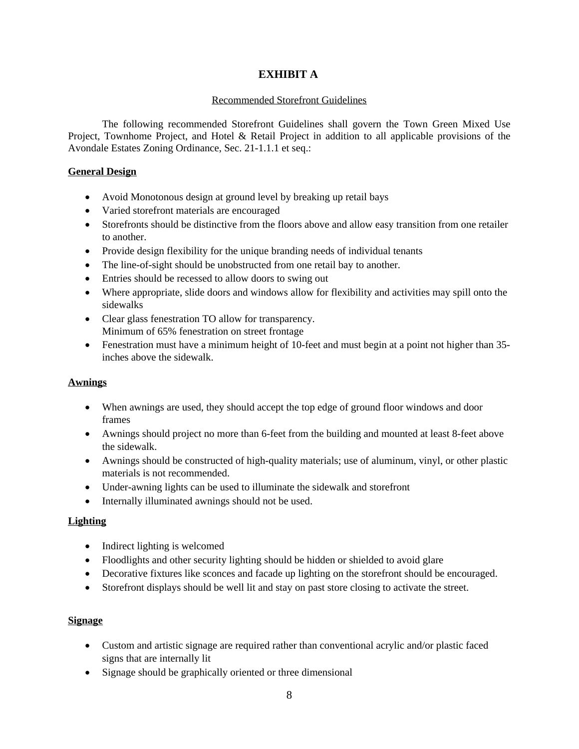# EXHIBIT A

Recommended Storefront Guidelines

The following recommended Storefront Guidelines shall govern the Town Green Mixed Use Project, Townhome Project, and Hotel & Retail Project in addition to all applicable provisions of the Avondale Estates Zoning Ordinance, Sec. 21-1.1.1 et seq.:

**General Design**

- Avoid Monotonous design at ground level by breaking up retail bays
- Varied storefront materials are encouraged
- Storefronts should be distinctive from the floors above and allow easy transition from one retailer to another.
- Provide design flexibility for the unique branding needs of individual tenants
- The line-of-sight should be unobstructed from one retail bay to another.
- Entries should be recessed to allow doors to swing out
- Where appropriate, slide doors and windows allow for flexibility and activities may spill onto the sidewalks
- Clear glass fenestration TO allow for transparency.
  Minimum of 65% fenestration on street frontage
- Fenestration must have a minimum height of 10-feet and must begin at a point not higher than 35-inches above the sidewalk.

**Awnings**

- When awnings are used, they should accept the top edge of ground floor windows and door frames
- Awnings should project no more than 6-feet from the building and mounted at least 8-feet above the sidewalk.
- Awnings should be constructed of high-quality materials; use of aluminum, vinyl, or other plastic materials is not recommended.
- Under-awning lights can be used to illuminate the sidewalk and storefront
- Internally illuminated awnings should not be used.

**Lighting**

- Indirect lighting is welcomed
- Floodlights and other security lighting should be hidden or shielded to avoid glare
- Decorative fixtures like sconces and facade up lighting on the storefront should be encouraged.
- Storefront displays should be well lit and stay on past store closing to activate the street.

**Signage**

- Custom and artistic signage are required rather than conventional acrylic and/or plastic faced signs that are internally lit
- Signage should be graphically oriented or three dimensional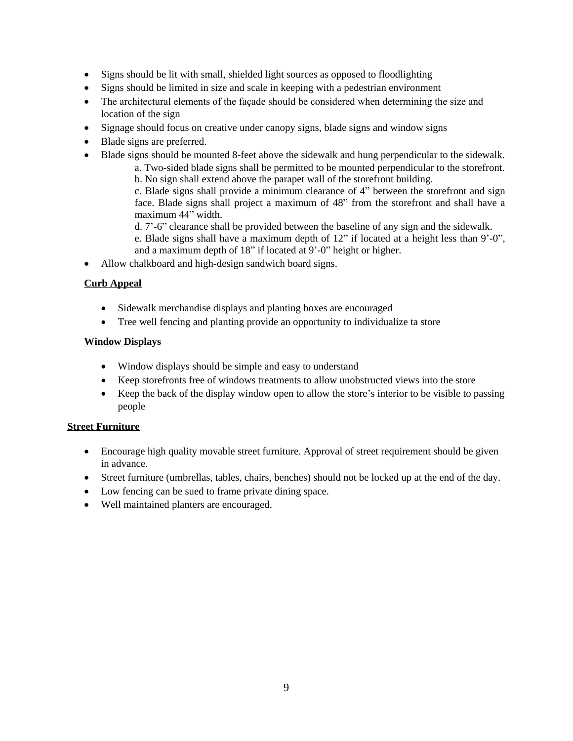- Signs should be lit with small, shielded light sources as opposed to floodlighting
- Signs should be limited in size and scale in keeping with a pedestrian environment
- The architectural elements of the façade should be considered when determining the size and location of the sign
- Signage should focus on creative under canopy signs, blade signs and window signs
- Blade signs are preferred.
- Blade signs should be mounted 8-feet above the sidewalk and hung perpendicular to the sidewalk.
  - a. Two-sided blade signs shall be permitted to be mounted perpendicular to the storefront.
  - b. No sign shall extend above the parapet wall of the storefront building.
  - c. Blade signs shall provide a minimum clearance of 4" between the storefront and sign face. Blade signs shall project a maximum of 48" from the storefront and shall have a maximum 44" width.
  - d. 7'-6" clearance shall be provided between the baseline of any sign and the sidewalk.
  - e. Blade signs shall have a maximum depth of 12" if located at a height less than 9'-0", and a maximum depth of 18" if located at 9'-0" height or higher.
- Allow chalkboard and high-design sandwich board signs.

**Curb Appeal**

- Sidewalk merchandise displays and planting boxes are encouraged
- Tree well fencing and planting provide an opportunity to individualize ta store

**Window Displays**

- Window displays should be simple and easy to understand
- Keep storefronts free of windows treatments to allow unobstructed views into the store
- Keep the back of the display window open to allow the store's interior to be visible to passing people

**Street Furniture**

- Encourage high quality movable street furniture. Approval of street requirement should be given in advance.
- Street furniture (umbrellas, tables, chairs, benches) should not be locked up at the end of the day.
- Low fencing can be sued to frame private dining space.
- Well maintained planters are encouraged.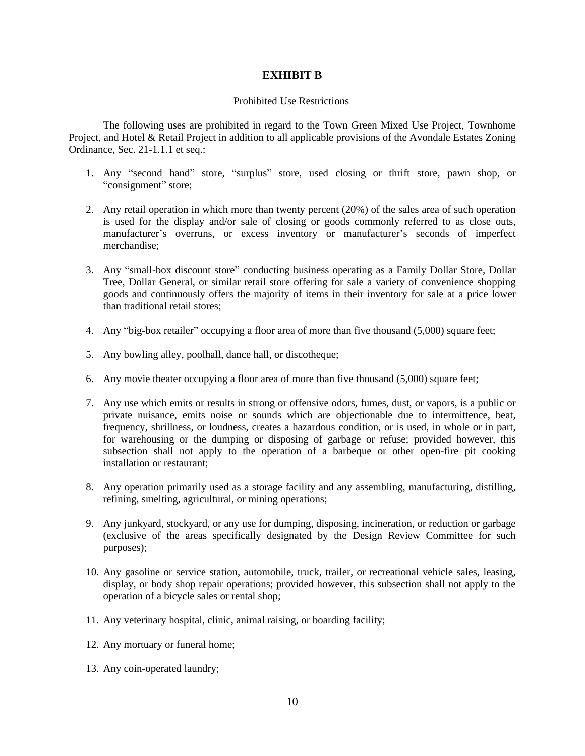# EXHIBIT B

Prohibited Use Restrictions

The following uses are prohibited in regard to the Town Green Mixed Use Project, Townhome Project, and Hotel & Retail Project in addition to all applicable provisions of the Avondale Estates Zoning Ordinance, Sec. 21-1.1.1 et seq.:

1. Any "second hand" store, "surplus" store, used closing or thrift store, pawn shop, or "consignment" store;
2. Any retail operation in which more than twenty percent (20%) of the sales area of such operation is used for the display and/or sale of closing or goods commonly referred to as close outs, manufacturer's overruns, or excess inventory or manufacturer's seconds of imperfect merchandise;
3. Any "small-box discount store" conducting business operating as a Family Dollar Store, Dollar Tree, Dollar General, or similar retail store offering for sale a variety of convenience shopping goods and continuously offers the majority of items in their inventory for sale at a price lower than traditional retail stores;
4. Any "big-box retailer" occupying a floor area of more than five thousand (5,000) square feet;
5. Any bowling alley, poolhall, dance hall, or discotheque;
6. Any movie theater occupying a floor area of more than five thousand (5,000) square feet;
7. Any use which emits or results in strong or offensive odors, fumes, dust, or vapors, is a public or private nuisance, emits noise or sounds which are objectionable due to intermittence, beat, frequency, shrillness, or loudness, creates a hazardous condition, or is used, in whole or in part, for warehousing or the dumping or disposing of garbage or refuse; provided however, this subsection shall not apply to the operation of a barbeque or other open-fire pit cooking installation or restaurant;
8. Any operation primarily used as a storage facility and any assembling, manufacturing, distilling, refining, smelting, agricultural, or mining operations;
9. Any junkyard, stockyard, or any use for dumping, disposing, incineration, or reduction or garbage (exclusive of the areas specifically designated by the Design Review Committee for such purposes);
10. Any gasoline or service station, automobile, truck, trailer, or recreational vehicle sales, leasing, display, or body shop repair operations; provided however, this subsection shall not apply to the operation of a bicycle sales or rental shop;
11. Any veterinary hospital, clinic, animal raising, or boarding facility;
12. Any mortuary or funeral home;
13. Any coin-operated laundry;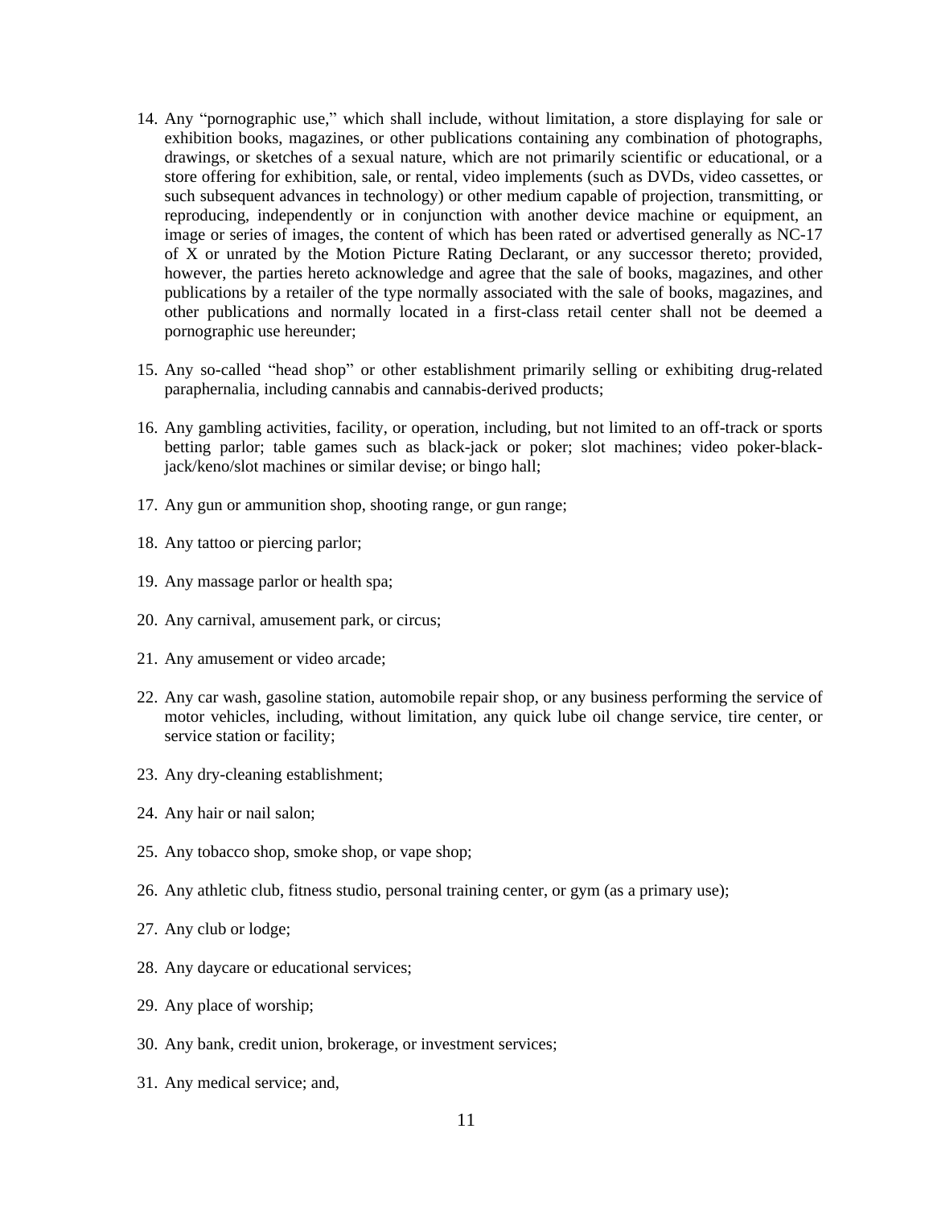14. Any "pornographic use," which shall include, without limitation, a store displaying for sale or exhibition books, magazines, or other publications containing any combination of photographs, drawings, or sketches of a sexual nature, which are not primarily scientific or educational, or a store offering for exhibition, sale, or rental, video implements (such as DVDs, video cassettes, or such subsequent advances in technology) or other medium capable of projection, transmitting, or reproducing, independently or in conjunction with another device machine or equipment, an image or series of images, the content of which has been rated or advertised generally as NC-17 of X or unrated by the Motion Picture Rating Declarant, or any successor thereto; provided, however, the parties hereto acknowledge and agree that the sale of books, magazines, and other publications by a retailer of the type normally associated with the sale of books, magazines, and other publications and normally located in a first-class retail center shall not be deemed a pornographic use hereunder;

15. Any so-called "head shop" or other establishment primarily selling or exhibiting drug-related paraphernalia, including cannabis and cannabis-derived products;

16. Any gambling activities, facility, or operation, including, but not limited to an off-track or sports betting parlor; table games such as black-jack or poker; slot machines; video poker-black-jack/keno/slot machines or similar devise; or bingo hall;

17. Any gun or ammunition shop, shooting range, or gun range;

18. Any tattoo or piercing parlor;

19. Any massage parlor or health spa;

20. Any carnival, amusement park, or circus;

21. Any amusement or video arcade;

22. Any car wash, gasoline station, automobile repair shop, or any business performing the service of motor vehicles, including, without limitation, any quick lube oil change service, tire center, or service station or facility;

23. Any dry-cleaning establishment;

24. Any hair or nail salon;

25. Any tobacco shop, smoke shop, or vape shop;

26. Any athletic club, fitness studio, personal training center, or gym (as a primary use);

27. Any club or lodge;

28. Any daycare or educational services;

29. Any place of worship;

30. Any bank, credit union, brokerage, or investment services;

31. Any medical service; and,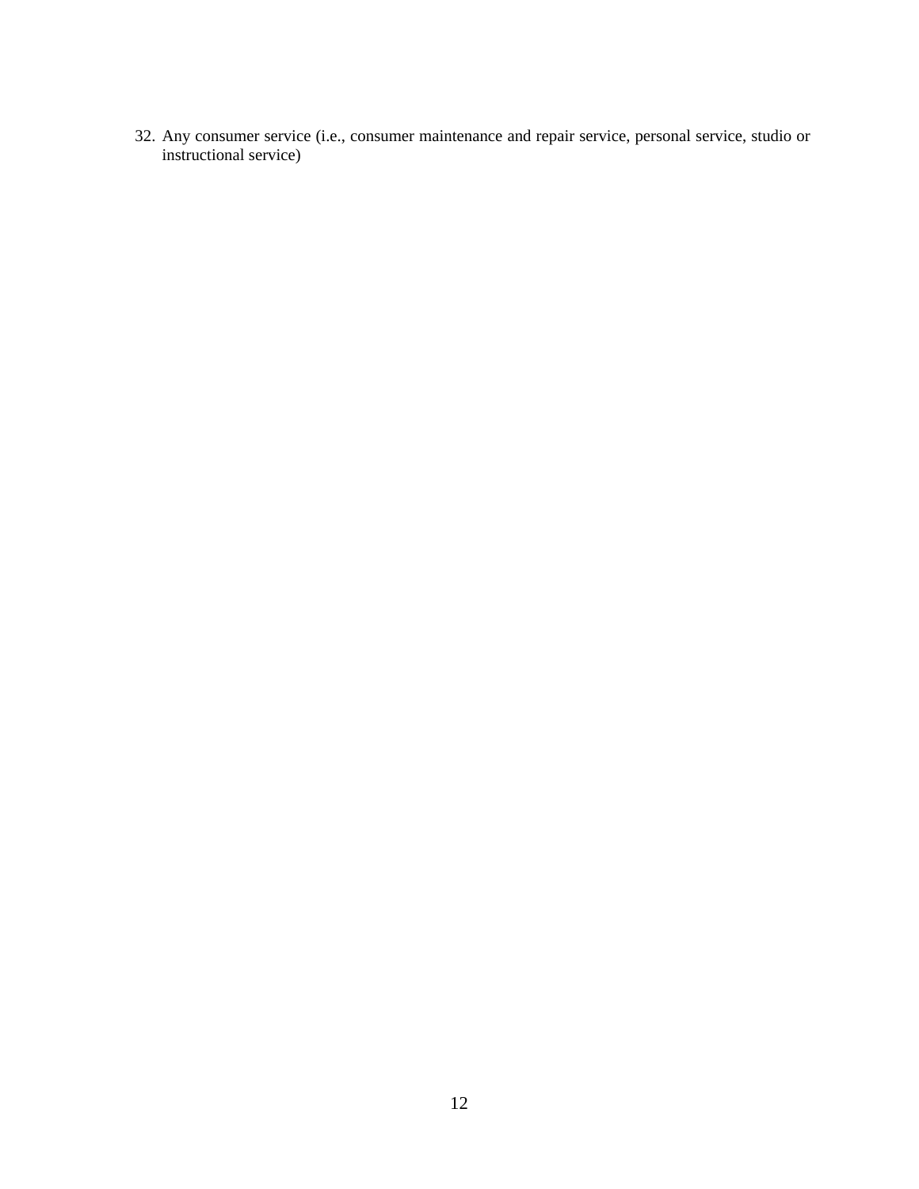32. Any consumer service (i.e., consumer maintenance and repair service, personal service, studio or instructional service)